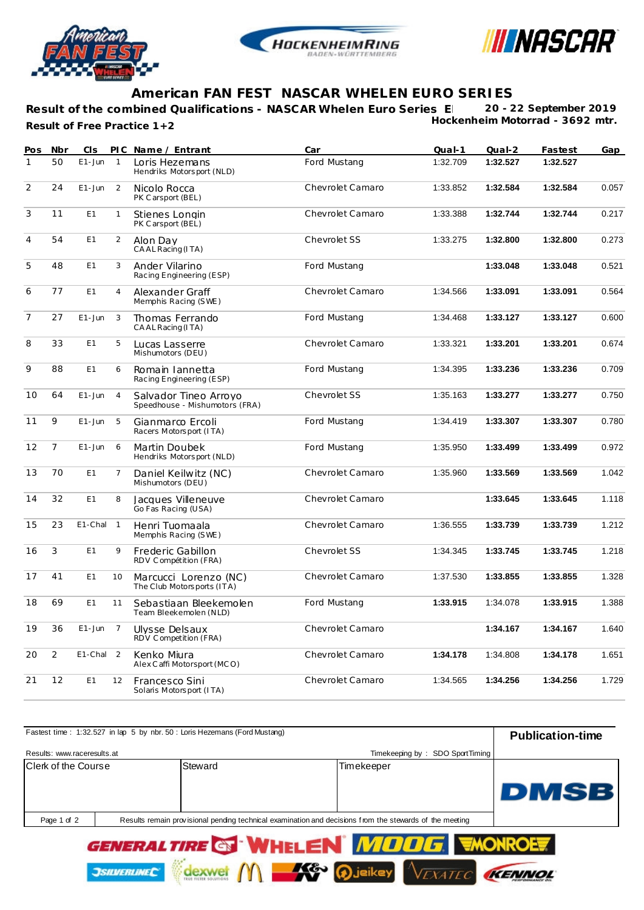# American FAN FEST NASCAR WHELEN EURO SERIES

**Result of the combined Qualifications - NASCAR Whelen Euro Series EI**
**Result of Free Practice 1+2**

**20 - 22 September 2019**
**Hockenheim Motorrad - 3692 mtr.**

| Pos | Nbr | Cls | PIC | Name / Entrant | Car | Qual-1 | Qual-2 | Fastest | Gap |
|---|---|---|---|---|---|---|---|---|---|
| 1 | 50 | E1-Jun | 1 | Loris Hezemans<br>Hendriks Motorsport (NLD) | Ford Mustang | 1:32.709 | **1:32.527** | **1:32.527** | |
| 2 | 24 | E1-Jun | 2 | Nicolo Rocca<br>PK Carsport (BEL) | Chevrolet Camaro | 1:33.852 | **1:32.584** | **1:32.584** | 0.057 |
| 3 | 11 | E1 | 1 | Stienes Longin<br>PK Carsport (BEL) | Chevrolet Camaro | 1:33.388 | **1:32.744** | **1:32.744** | 0.217 |
| 4 | 54 | E1 | 2 | Alon Day<br>CAAL Racing (ITA) | Chevrolet SS | 1:33.275 | **1:32.800** | **1:32.800** | 0.273 |
| 5 | 48 | E1 | 3 | Ander Vilarino<br>Racing Engineering (ESP) | Ford Mustang | | **1:33.048** | **1:33.048** | 0.521 |
| 6 | 77 | E1 | 4 | Alexander Graff<br>Memphis Racing (SWE) | Chevrolet Camaro | 1:34.566 | **1:33.091** | **1:33.091** | 0.564 |
| 7 | 27 | E1-Jun | 3 | Thomas Ferrando<br>CAAL Racing (ITA) | Ford Mustang | 1:34.468 | **1:33.127** | **1:33.127** | 0.600 |
| 8 | 33 | E1 | 5 | Lucas Lasserre<br>Mishumotors (DEU) | Chevrolet Camaro | 1:33.321 | **1:33.201** | **1:33.201** | 0.674 |
| 9 | 88 | E1 | 6 | Romain Iannetta<br>Racing Engineering (ESP) | Ford Mustang | 1:34.395 | **1:33.236** | **1:33.236** | 0.709 |
| 10 | 64 | E1-Jun | 4 | Salvador Tineo Arroyo<br>Speedhouse - Mishumotors (FRA) | Chevrolet SS | 1:35.163 | **1:33.277** | **1:33.277** | 0.750 |
| 11 | 9 | E1-Jun | 5 | Gianmarco Ercoli<br>Racers Motorsport (ITA) | Ford Mustang | 1:34.419 | **1:33.307** | **1:33.307** | 0.780 |
| 12 | 7 | E1-Jun | 6 | Martin Doubek<br>Hendriks Motorsport (NLD) | Ford Mustang | 1:35.950 | **1:33.499** | **1:33.499** | 0.972 |
| 13 | 70 | E1 | 7 | Daniel Keilwitz (NC)<br>Mishumotors (DEU) | Chevrolet Camaro | 1:35.960 | **1:33.569** | **1:33.569** | 1.042 |
| 14 | 32 | E1 | 8 | Jacques Villeneuve<br>Go Fas Racing (USA) | Chevrolet Camaro | | **1:33.645** | **1:33.645** | 1.118 |
| 15 | 23 | E1-Chal | 1 | Henri Tuomaala<br>Memphis Racing (SWE) | Chevrolet Camaro | 1:36.555 | **1:33.739** | **1:33.739** | 1.212 |
| 16 | 3 | E1 | 9 | Frederic Gabillon<br>RDV Compétition (FRA) | Chevrolet SS | 1:34.345 | **1:33.745** | **1:33.745** | 1.218 |
| 17 | 41 | E1 | 10 | Marcucci Lorenzo (NC)<br>The Club Motorsports (ITA) | Chevrolet Camaro | 1:37.530 | **1:33.855** | **1:33.855** | 1.328 |
| 18 | 69 | E1 | 11 | Sebastiaan Bleekemolen<br>Team Bleekemolen (NLD) | Ford Mustang | **1:33.915** | 1:34.078 | **1:33.915** | 1.388 |
| 19 | 36 | E1-Jun | 7 | Ulysse Delsaux<br>RDV Competition (FRA) | Chevrolet Camaro | | **1:34.167** | **1:34.167** | 1.640 |
| 20 | 2 | E1-Chal | 2 | Kenko Miura<br>Alex Caffi Motorsport (MCO) | Chevrolet Camaro | **1:34.178** | 1:34.808 | **1:34.178** | 1.651 |
| 21 | 12 | E1 | 12 | Francesco Sini<br>Solaris Motorsport (ITA) | Chevrolet Camaro | 1:34.565 | **1:34.256** | **1:34.256** | 1.729 |

Fastest time : 1:32.527 in lap 5 by nbr. 50 : Loris Hezemans (Ford Mustang)

Results: www.raceresults.at

Timekeeping by : SDO SportTiming

**Publication-time**

| Clerk of the Course | Steward | Timekeeper |
|---|---|---|
| | | |

Results remain provisional pending technical examination and decisions from the stewards of the meeting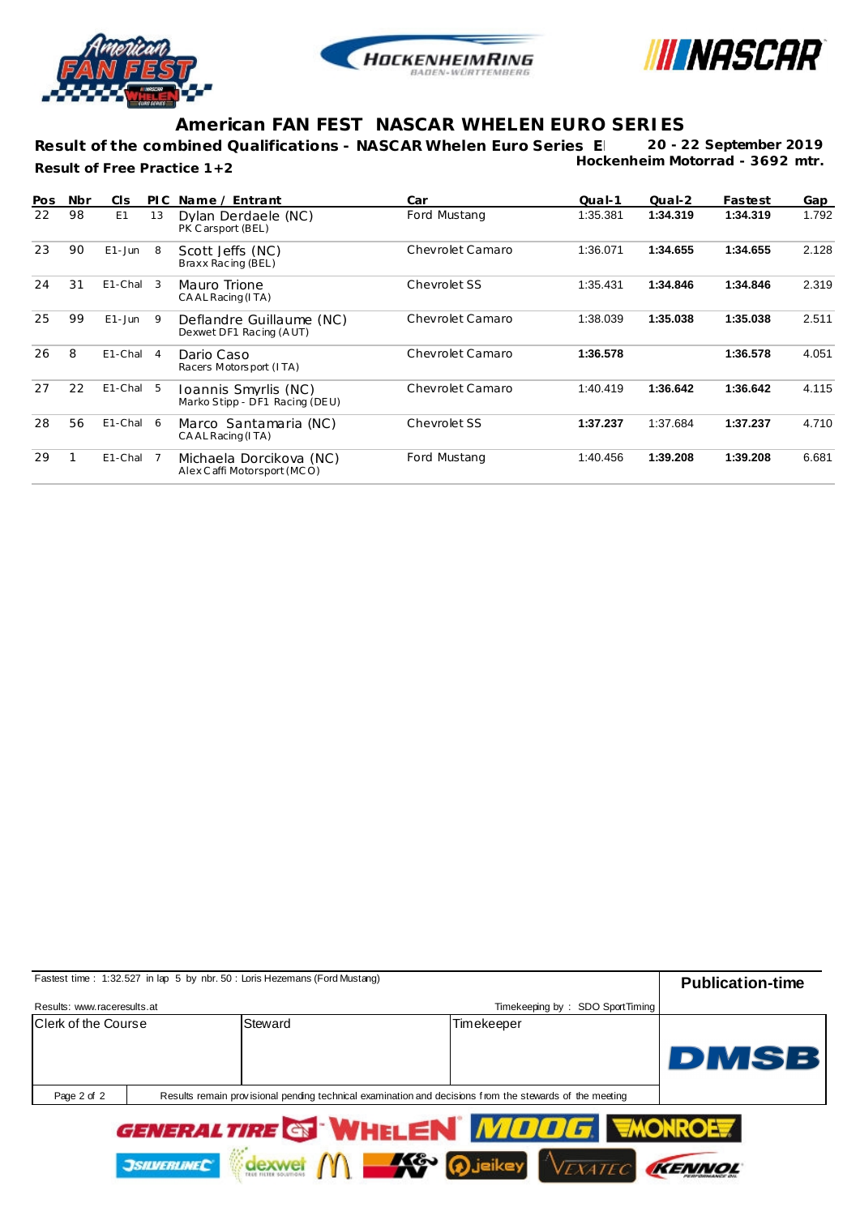# American FAN FEST NASCAR WHELEN EURO SERIES

**Result of the combined Qualifications - NASCAR Whelen Euro Series E**

**Result of Free Practice 1+2**

**20 - 22 September 2019**
**Hockenheim Motorrad - 3692 mtr.**

| Pos | Nbr | Cls | PIC | Name / Entrant | Car | Qual-1 | Qual-2 | Fastest | Gap |
|---|---|---|---|---|---|---|---|---|---|
| 22 | 98 | E1 | 13 | Dylan Derdaele (NC)<br>PK Carsport (BEL) | Ford Mustang | 1:35.381 | **1:34.319** | **1:34.319** | 1.792 |
| 23 | 90 | E1-Jun | 8 | Scott Jeffs (NC)<br>Braxx Racing (BEL) | Chevrolet Camaro | 1:36.071 | **1:34.655** | **1:34.655** | 2.128 |
| 24 | 31 | E1-Chal | 3 | Mauro Trione<br>CAAL Racing (ITA) | Chevrolet SS | 1:35.431 | **1:34.846** | **1:34.846** | 2.319 |
| 25 | 99 | E1-Jun | 9 | Deflandre Guillaume (NC)<br>Dexwet DF1 Racing (AUT) | Chevrolet Camaro | 1:38.039 | **1:35.038** | **1:35.038** | 2.511 |
| 26 | 8 | E1-Chal | 4 | Dario Caso<br>Racers Motorsport (ITA) | Chevrolet Camaro | **1:36.578** | | **1:36.578** | 4.051 |
| 27 | 22 | E1-Chal | 5 | Ioannis Smyrlis (NC)<br>Marko Stipp - DF1 Racing (DEU) | Chevrolet Camaro | 1:40.419 | **1:36.642** | **1:36.642** | 4.115 |
| 28 | 56 | E1-Chal | 6 | Marco Santamaria (NC)<br>CAAL Racing (ITA) | Chevrolet SS | **1:37.237** | 1:37.684 | **1:37.237** | 4.710 |
| 29 | 1 | E1-Chal | 7 | Michaela Dorcikova (NC)<br>Alex Caffi Motorsport (MCO) | Ford Mustang | 1:40.456 | **1:39.208** | **1:39.208** | 6.681 |

Fastest time : 1:32.527 in lap 5 by nbr. 50 : Loris Hezemans (Ford Mustang)

**Publication-time**

Results: www.raceresults.at

Timekeeping by : SDO SportTiming

| Clerk of the Course | Steward | Timekeeper |
|---|---|---|
| | | |

Results remain provisional pending technical examination and decisions from the stewards of the meeting